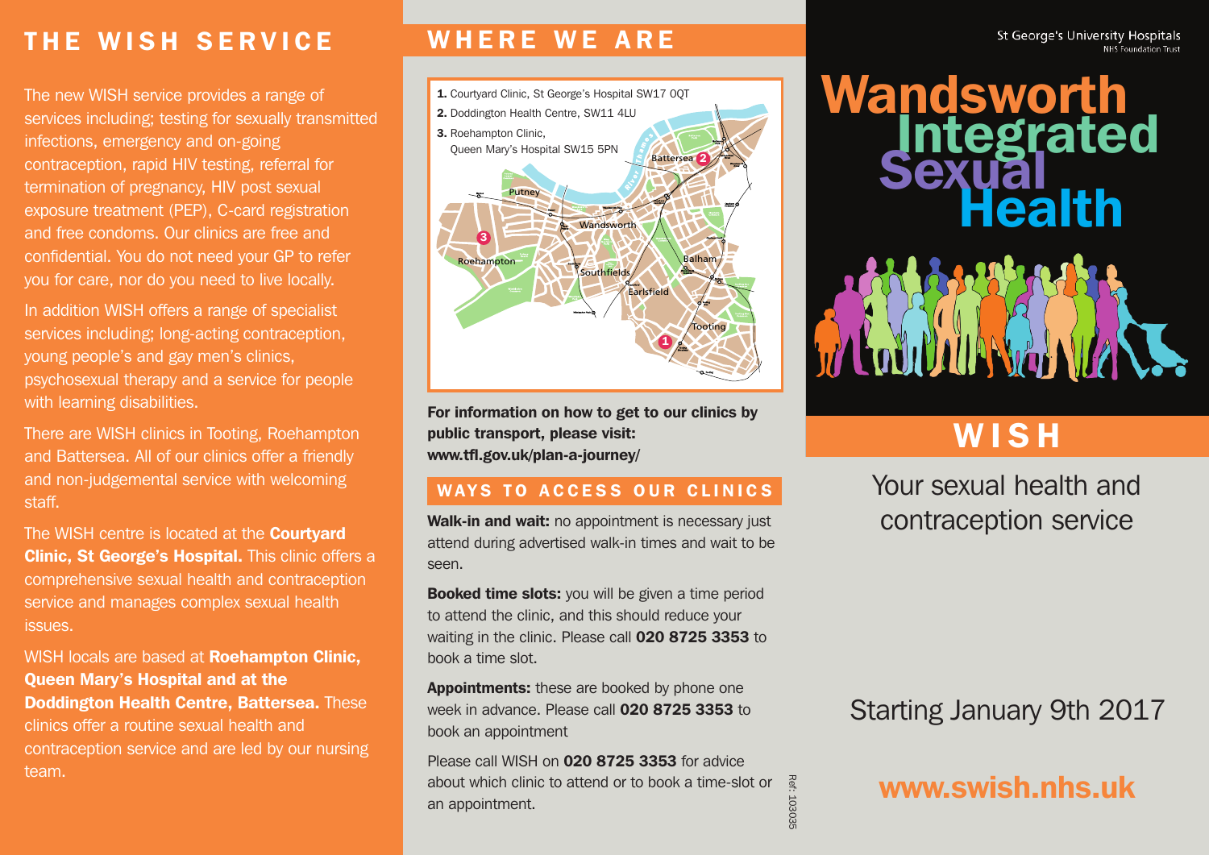# THE WISH SERVICE

The new WISH service provides a range of services including; testing for sexually transmitted infections, emergency and on-going contraception, rapid HIV testing, referral for termination of pregnancy, HIV post sexual exposure treatment (PEP), C-card registration and free condoms. Our clinics are free and confidential. You do not need your GP to refer you for care, nor do you need to live locally.

In addition WISH offers a range of specialist services including; long-acting contraception, young people's and gay men's clinics, psychosexual therapy and a service for people with learning disabilities.

There are WISH clinics in Tooting, Roehampton and Battersea. All of our clinics offer a friendly and non-judgemental service with welcoming staff.

The WISH centre is located at the **Courtyard Clinic, St George's Hospital.** This clinic offers a comprehensive sexual health and contraception service and manages complex sexual health issues.

WISH locals are based at **Roehampton Clinic, Queen Mary's Hospital and at the Doddington Health Centre, Battersea.** These clinics offer a routine sexual health and contraception service and are led by our nursing team.

# WHERE WE ARE

1. Courtyard Clinic, St George's Hospital SW17 0QT
2. Doddington Health Centre, SW11 4LU
3. Roehampton Clinic, Queen Mary's Hospital SW15 5PN

**For information on how to get to our clinics by public transport, please visit: www.tfl.gov.uk/plan-a-journey/**

## WAYS TO ACCESS OUR CLINICS

**Walk-in and wait:** no appointment is necessary just attend during advertised walk-in times and wait to be seen.

**Booked time slots:** you will be given a time period to attend the clinic, and this should reduce your waiting in the clinic. Please call **020 8725 3353** to book a time slot.

**Appointments:** these are booked by phone one week in advance. Please call **020 8725 3353** to book an appointment

Please call WISH on **020 8725 3353** for advice about which clinic to attend or to book a time-slot or an appointment.

Ref: 103035

St George's University Hospitals NHS Foundation Trust

# Wandsworth Integrated Sexual Health

# WISH

Your sexual health and contraception service

Starting January 9th 2017

**www.swish.nhs.uk**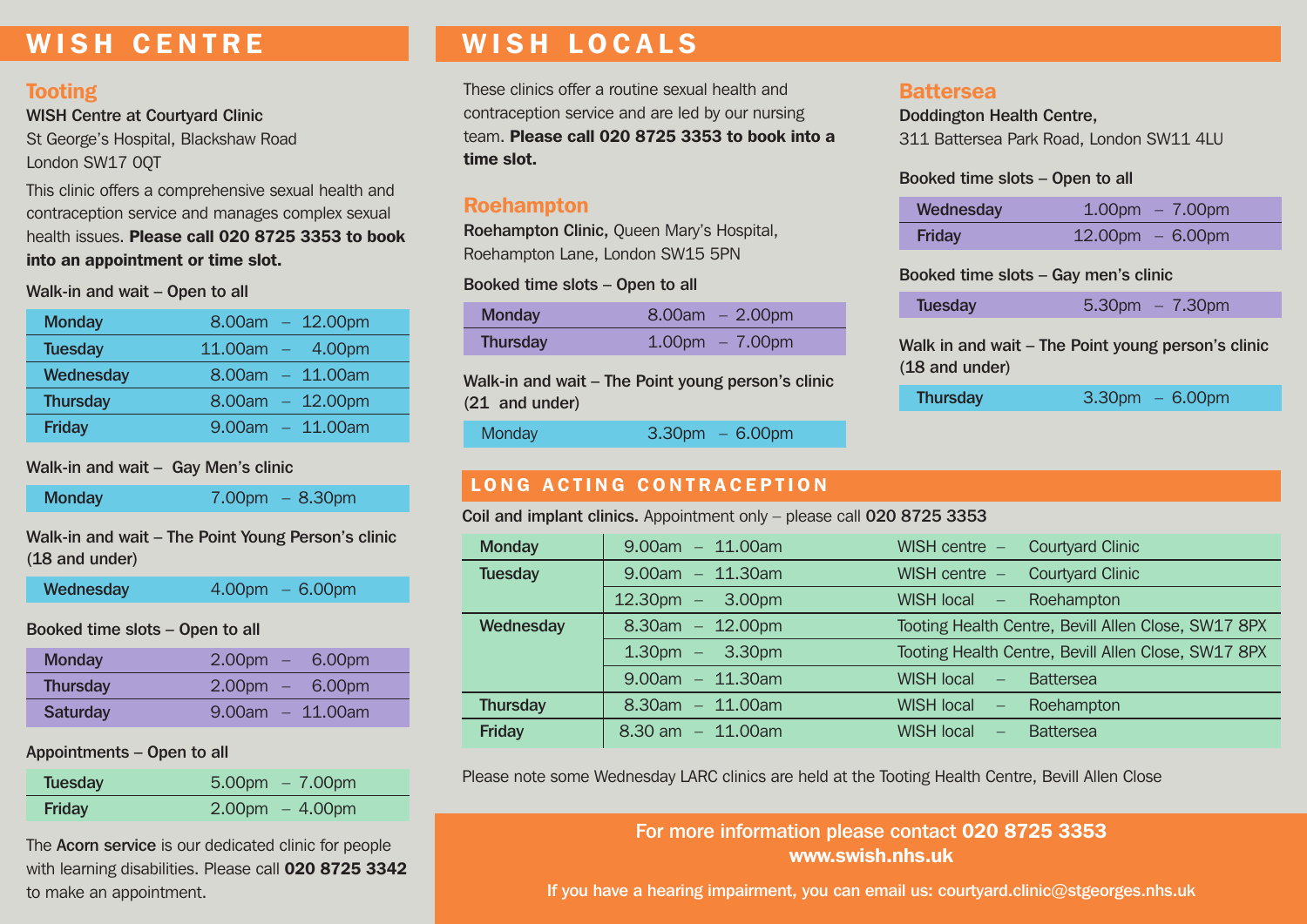# WISH CENTRE

## Tooting

**WISH Centre at Courtyard Clinic**
St George's Hospital, Blackshaw Road
London SW17 0QT

This clinic offers a comprehensive sexual health and contraception service and manages complex sexual health issues. **Please call 020 8725 3353 to book into an appointment or time slot.**

Walk-in and wait – Open to all

| | |
|---|---|
| Monday | 8.00am – 12.00pm |
| Tuesday | 11.00am – 4.00pm |
| Wednesday | 8.00am – 11.00am |
| Thursday | 8.00am – 12.00pm |
| Friday | 9.00am – 11.00am |

Walk-in and wait – Gay Men's clinic

| | |
|---|---|
| Monday | 7.00pm – 8.30pm |

Walk-in and wait – The Point Young Person's clinic (18 and under)

| | |
|---|---|
| Wednesday | 4.00pm – 6.00pm |

Booked time slots – Open to all

| | |
|---|---|
| Monday | 2.00pm – 6.00pm |
| Thursday | 2.00pm – 6.00pm |
| Saturday | 9.00am – 11.00am |

Appointments – Open to all

| | |
|---|---|
| Tuesday | 5.00pm – 7.00pm |
| Friday | 2.00pm – 4.00pm |

The **Acorn service** is our dedicated clinic for people with learning disabilities. Please call **020 8725 3342** to make an appointment.

# WISH LOCALS

These clinics offer a routine sexual health and contraception service and are led by our nursing team. **Please call 020 8725 3353 to book into a time slot.**

## Roehampton

**Roehampton Clinic,** Queen Mary's Hospital, Roehampton Lane, London SW15 5PN

Booked time slots – Open to all

| | |
|---|---|
| Monday | 8.00am – 2.00pm |
| Thursday | 1.00pm – 7.00pm |

Walk-in and wait – The Point young person's clinic (21 and under)

| | |
|---|---|
| Monday | 3.30pm – 6.00pm |

## Battersea

**Doddington Health Centre,**
311 Battersea Park Road, London SW11 4LU

Booked time slots – Open to all

| | |
|---|---|
| Wednesday | 1.00pm – 7.00pm |
| Friday | 12.00pm – 6.00pm |

Booked time slots – Gay men's clinic

| | |
|---|---|
| Tuesday | 5.30pm – 7.30pm |

Walk in and wait – The Point young person's clinic (18 and under)

| | |
|---|---|
| Thursday | 3.30pm – 6.00pm |

## LONG ACTING CONTRACEPTION

**Coil and implant clinics.** Appointment only – please call **020 8725 3353**

| | | |
|---|---|---|
| Monday | 9.00am – 11.00am | WISH centre – Courtyard Clinic |
| Tuesday | 9.00am – 11.30am | WISH centre – Courtyard Clinic |
| | 12.30pm – 3.00pm | WISH local – Roehampton |
| Wednesday | 8.30am – 12.00pm | Tooting Health Centre, Bevill Allen Close, SW17 8PX |
| | 1.30pm – 3.30pm | Tooting Health Centre, Bevill Allen Close, SW17 8PX |
| | 9.00am – 11.30am | WISH local – Battersea |
| Thursday | 8.30am – 11.00am | WISH local – Roehampton |
| Friday | 8.30 am – 11.00am | WISH local – Battersea |

Please note some Wednesday LARC clinics are held at the Tooting Health Centre, Bevill Allen Close

**For more information please contact 020 8725 3353**
**www.swish.nhs.uk**

**If you have a hearing impairment, you can email us: courtyard.clinic@stgeorges.nhs.uk**